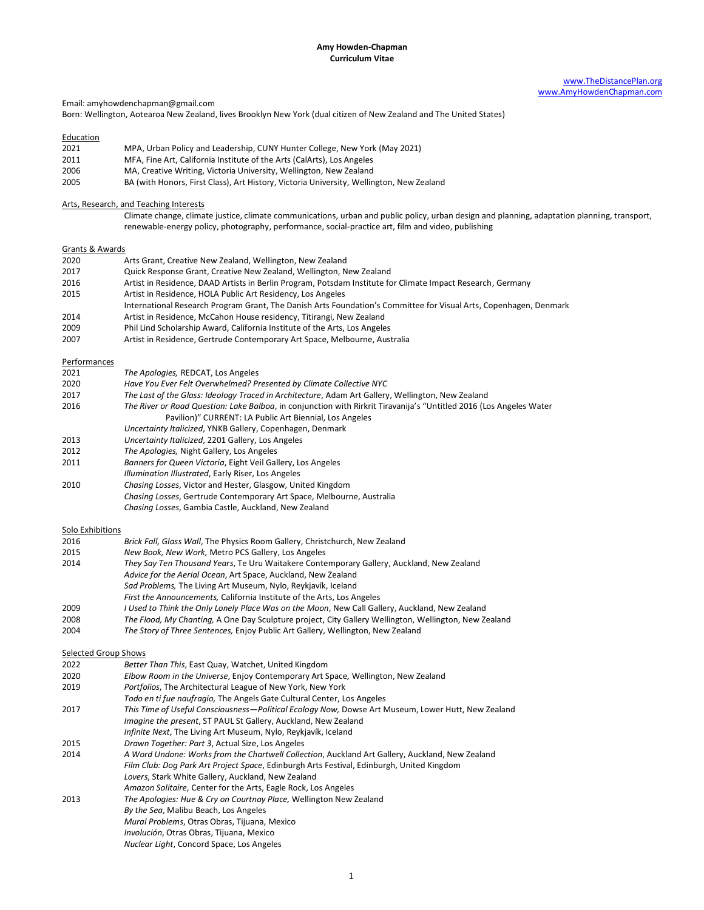**Amy Howden-Chapman**
**Curriculum Vitae**

www.TheDistancePlan.org
www.AmyHowdenChapman.com

Email: amyhowdenchapman@gmail.com
Born: Wellington, Aotearoa New Zealand, lives Brooklyn New York (dual citizen of New Zealand and The United States)

Education

2021 MPA, Urban Policy and Leadership, CUNY Hunter College, New York (May 2021)
2011 MFA, Fine Art, California Institute of the Arts (CalArts), Los Angeles
2006 MA, Creative Writing, Victoria University, Wellington, New Zealand
2005 BA (with Honors, First Class), Art History, Victoria University, Wellington, New Zealand

Arts, Research, and Teaching Interests

Climate change, climate justice, climate communications, urban and public policy, urban design and planning, adaptation planning, transport, renewable-energy policy, photography, performance, social-practice art, film and video, publishing

Grants & Awards

2020 Arts Grant, Creative New Zealand, Wellington, New Zealand
2017 Quick Response Grant, Creative New Zealand, Wellington, New Zealand
2016 Artist in Residence, DAAD Artists in Berlin Program, Potsdam Institute for Climate Impact Research, Germany
2015 Artist in Residence, HOLA Public Art Residency, Los Angeles
International Research Program Grant, The Danish Arts Foundation's Committee for Visual Arts, Copenhagen, Denmark
2014 Artist in Residence, McCahon House residency, Titirangi, New Zealand
2009 Phil Lind Scholarship Award, California Institute of the Arts, Los Angeles
2007 Artist in Residence, Gertrude Contemporary Art Space, Melbourne, Australia

Performances

2021 *The Apologies,* REDCAT, Los Angeles
2020 *Have You Ever Felt Overwhelmed? Presented by Climate Collective NYC*
2017 *The Last of the Glass: Ideology Traced in Architecture*, Adam Art Gallery, Wellington, New Zealand
2016 *The River or Road Question: Lake Balboa*, in conjunction with Rirkrit Tiravanija's "Untitled 2016 (Los Angeles Water Pavilion)" CURRENT: LA Public Art Biennial, Los Angeles
*Uncertainty Italicized*, YNKB Gallery, Copenhagen, Denmark
2013 *Uncertainty Italicized*, 2201 Gallery, Los Angeles
2012 *The Apologies,* Night Gallery, Los Angeles
2011 *Banners for Queen Victoria*, Eight Veil Gallery, Los Angeles
*Illumination Illustrated*, Early Riser, Los Angeles
2010 *Chasing Losses*, Victor and Hester, Glasgow, United Kingdom
*Chasing Losses*, Gertrude Contemporary Art Space, Melbourne, Australia
*Chasing Losses*, Gambia Castle, Auckland, New Zealand

Solo Exhibitions

2016 *Brick Fall, Glass Wall*, The Physics Room Gallery, Christchurch, New Zealand
2015 *New Book, New Work,* Metro PCS Gallery, Los Angeles
2014 *They Say Ten Thousand Years*, Te Uru Waitakere Contemporary Gallery, Auckland, New Zealand
*Advice for the Aerial Ocean*, Art Space, Auckland, New Zealand
*Sad Problems,* The Living Art Museum, Nylo, Reykjavík, Iceland
*First the Announcements,* California Institute of the Arts, Los Angeles
2009 *I Used to Think the Only Lonely Place Was on the Moon*, New Call Gallery, Auckland, New Zealand
2008 *The Flood, My Chanting,* A One Day Sculpture project, City Gallery Wellington, Wellington, New Zealand
2004 *The Story of Three Sentences,* Enjoy Public Art Gallery, Wellington, New Zealand

Selected Group Shows

2022 *Better Than This*, East Quay, Watchet, United Kingdom
2020 *Elbow Room in the Universe*, Enjoy Contemporary Art Space, Wellington, New Zealand
2019 *Portfolios*, The Architectural League of New York, New York
*Todo en ti fue naufragio,* The Angels Gate Cultural Center, Los Angeles
2017 *This Time of Useful Consciousness—Political Ecology Now,* Dowse Art Museum, Lower Hutt, New Zealand
*Imagine the present*, ST PAUL St Gallery, Auckland, New Zealand
*Infinite Next*, The Living Art Museum, Nylo, Reykjavík, Iceland
2015 *Drawn Together: Part 3*, Actual Size, Los Angeles
2014 *A Word Undone: Works from the Chartwell Collection*, Auckland Art Gallery, Auckland, New Zealand
*Film Club: Dog Park Art Project Space*, Edinburgh Arts Festival, Edinburgh, United Kingdom
*Lovers*, Stark White Gallery, Auckland, New Zealand
*Amazon Solitaire*, Center for the Arts, Eagle Rock, Los Angeles
2013 *The Apologies: Hue & Cry on Courtnay Place,* Wellington New Zealand
*By the Sea*, Malibu Beach, Los Angeles
*Mural Problems*, Otras Obras, Tijuana, Mexico
*Involución*, Otras Obras, Tijuana, Mexico
*Nuclear Light*, Concord Space, Los Angeles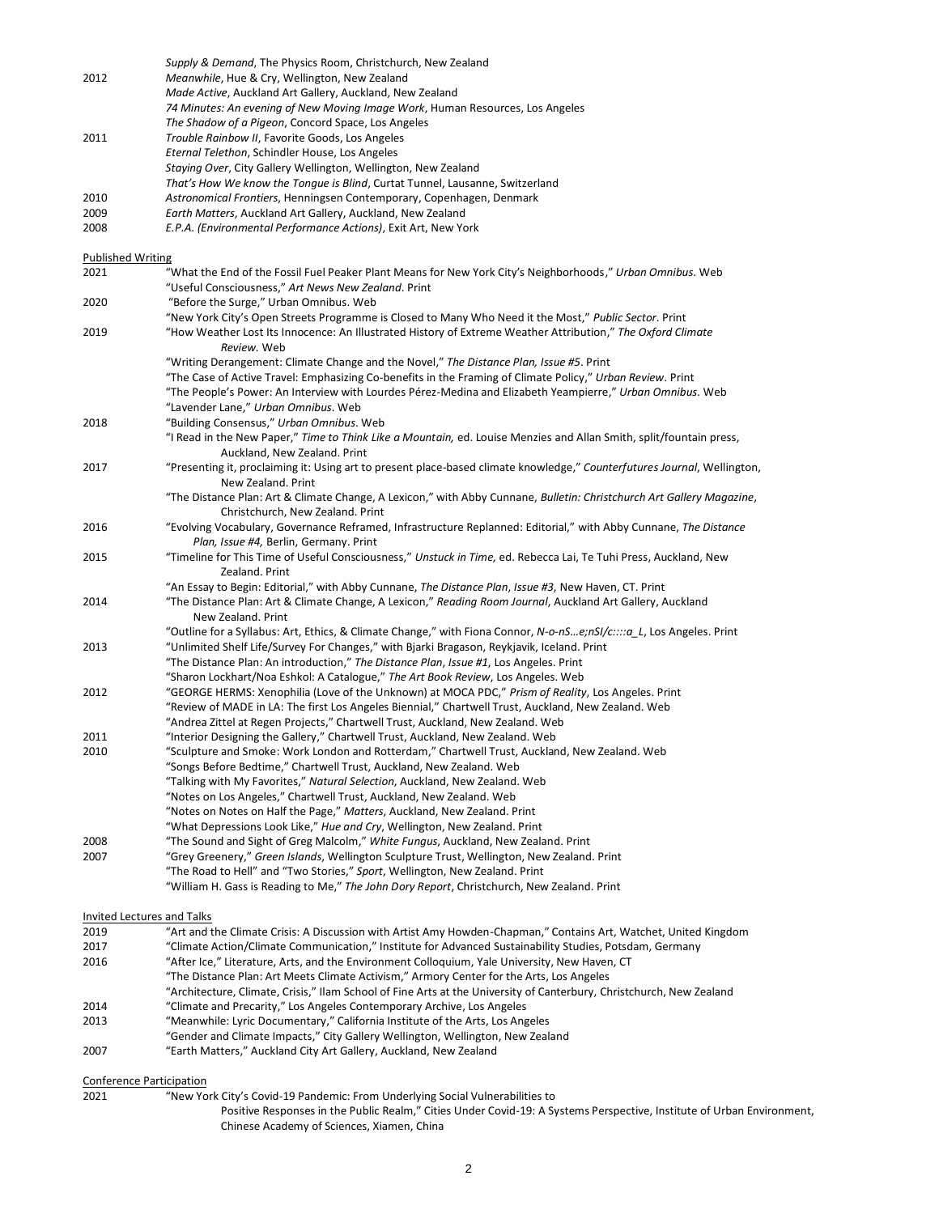| | |
|---|---|
| | *Supply & Demand*, The Physics Room, Christchurch, New Zealand |
| 2012 | *Meanwhile*, Hue & Cry, Wellington, New Zealand |
| | *Made Active*, Auckland Art Gallery, Auckland, New Zealand |
| | *74 Minutes: An evening of New Moving Image Work*, Human Resources, Los Angeles |
| | *The Shadow of a Pigeon*, Concord Space, Los Angeles |
| 2011 | *Trouble Rainbow II*, Favorite Goods, Los Angeles |
| | *Eternal Telethon*, Schindler House, Los Angeles |
| | *Staying Over*, City Gallery Wellington, Wellington, New Zealand |
| | *That's How We know the Tongue is Blind*, Curtat Tunnel, Lausanne, Switzerland |
| 2010 | *Astronomical Frontiers*, Henningsen Contemporary, Copenhagen, Denmark |
| 2009 | *Earth Matters*, Auckland Art Gallery, Auckland, New Zealand |
| 2008 | *E.P.A. (Environmental Performance Actions)*, Exit Art, New York |

## Published Writing

| | |
|---|---|
| 2021 | "What the End of the Fossil Fuel Peaker Plant Means for New York City's Neighborhoods," *Urban Omnibus*. Web |
| | "Useful Consciousness," *Art News New Zealand*. Print |
| 2020 | "Before the Surge," Urban Omnibus. Web |
| | "New York City's Open Streets Programme is Closed to Many Who Need it the Most," *Public Sector*. Print |
| 2019 | "How Weather Lost Its Innocence: An Illustrated History of Extreme Weather Attribution," *The Oxford Climate Review*. Web |
| | "Writing Derangement: Climate Change and the Novel," *The Distance Plan, Issue #5*. Print |
| | "The Case of Active Travel: Emphasizing Co-benefits in the Framing of Climate Policy," *Urban Review*. Print |
| | "The People's Power: An Interview with Lourdes Pérez-Medina and Elizabeth Yeampierre," *Urban Omnibus*. Web |
| | "Lavender Lane," *Urban Omnibus*. Web |
| 2018 | "Building Consensus," *Urban Omnibus*. Web |
| | "I Read in the New Paper," *Time to Think Like a Mountain,* ed. Louise Menzies and Allan Smith, split/fountain press, Auckland, New Zealand. Print |
| 2017 | "Presenting it, proclaiming it: Using art to present place-based climate knowledge," *Counterfutures Journal*, Wellington, New Zealand. Print |
| | "The Distance Plan: Art & Climate Change, A Lexicon," with Abby Cunnane, *Bulletin: Christchurch Art Gallery Magazine*, Christchurch, New Zealand. Print |
| 2016 | "Evolving Vocabulary, Governance Reframed, Infrastructure Replanned: Editorial," with Abby Cunnane, *The Distance Plan, Issue #4,* Berlin, Germany. Print |
| 2015 | "Timeline for This Time of Useful Consciousness," *Unstuck in Time,* ed. Rebecca Lai, Te Tuhi Press, Auckland, New Zealand. Print |
| | "An Essay to Begin: Editorial," with Abby Cunnane, *The Distance Plan*, *Issue #3*, New Haven, CT. Print |
| 2014 | "The Distance Plan: Art & Climate Change, A Lexicon," *Reading Room Journal*, Auckland Art Gallery, Auckland New Zealand. Print |
| | "Outline for a Syllabus: Art, Ethics, & Climate Change," with Fiona Connor, *N-o-nS…e;nSI/c::::a_L*, Los Angeles. Print |
| 2013 | "Unlimited Shelf Life/Survey For Changes," with Bjarki Bragason, Reykjavik, Iceland. Print |
| | "The Distance Plan: An introduction," *The Distance Plan*, *Issue #1*, Los Angeles. Print |
| | "Sharon Lockhart/Noa Eshkol: A Catalogue," *The Art Book Review*, Los Angeles. Web |
| 2012 | "GEORGE HERMS: Xenophilia (Love of the Unknown) at MOCA PDC," *Prism of Reality*, Los Angeles. Print |
| | "Review of MADE in LA: The first Los Angeles Biennial," Chartwell Trust, Auckland, New Zealand. Web |
| | "Andrea Zittel at Regen Projects," Chartwell Trust, Auckland, New Zealand. Web |
| 2011 | "Interior Designing the Gallery," Chartwell Trust, Auckland, New Zealand. Web |
| 2010 | "Sculpture and Smoke: Work London and Rotterdam," Chartwell Trust, Auckland, New Zealand. Web |
| | "Songs Before Bedtime," Chartwell Trust, Auckland, New Zealand. Web |
| | "Talking with My Favorites," *Natural Selection*, Auckland, New Zealand. Web |
| | "Notes on Los Angeles," Chartwell Trust, Auckland, New Zealand. Web |
| | "Notes on Notes on Half the Page," *Matters*, Auckland, New Zealand. Print |
| | "What Depressions Look Like," *Hue and Cry*, Wellington, New Zealand. Print |
| 2008 | "The Sound and Sight of Greg Malcolm," *White Fungus*, Auckland, New Zealand. Print |
| 2007 | "Grey Greenery," *Green Islands*, Wellington Sculpture Trust, Wellington, New Zealand. Print |
| | "The Road to Hell" and "Two Stories," *Sport*, Wellington, New Zealand. Print |
| | "William H. Gass is Reading to Me," *The John Dory Report*, Christchurch, New Zealand. Print |

## Invited Lectures and Talks

| | |
|---|---|
| 2019 | "Art and the Climate Crisis: A Discussion with Artist Amy Howden-Chapman," Contains Art, Watchet, United Kingdom |
| 2017 | "Climate Action/Climate Communication," Institute for Advanced Sustainability Studies, Potsdam, Germany |
| 2016 | "After Ice," Literature, Arts, and the Environment Colloquium, Yale University, New Haven, CT |
| | "The Distance Plan: Art Meets Climate Activism," Armory Center for the Arts, Los Angeles |
| | "Architecture, Climate, Crisis," Ilam School of Fine Arts at the University of Canterbury, Christchurch, New Zealand |
| 2014 | "Climate and Precarity," Los Angeles Contemporary Archive, Los Angeles |
| 2013 | "Meanwhile: Lyric Documentary," California Institute of the Arts, Los Angeles |
| | "Gender and Climate Impacts," City Gallery Wellington, Wellington, New Zealand |
| 2007 | "Earth Matters," Auckland City Art Gallery, Auckland, New Zealand |

## Conference Participation

| | |
|---|---|
| 2021 | "New York City's Covid-19 Pandemic: From Underlying Social Vulnerabilities to Positive Responses in the Public Realm," Cities Under Covid-19: A Systems Perspective, Institute of Urban Environment, Chinese Academy of Sciences, Xiamen, China |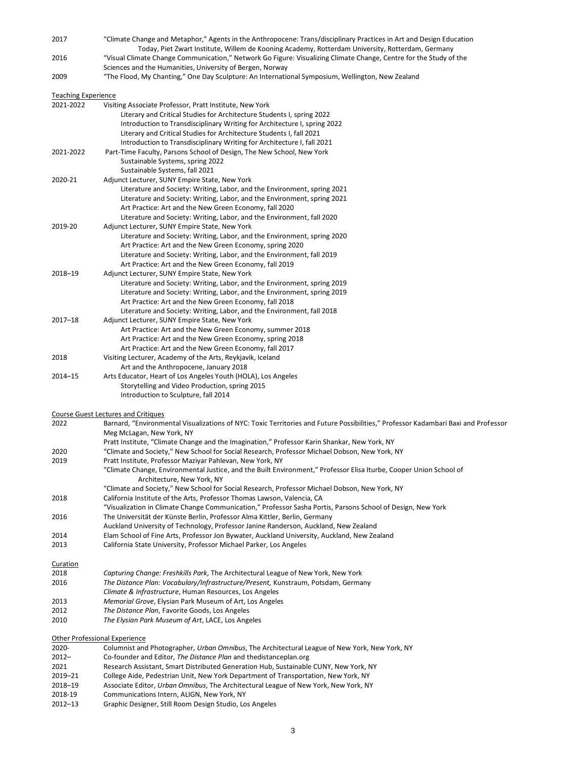2017 "Climate Change and Metaphor," Agents in the Anthropocene: Trans/disciplinary Practices in Art and Design Education Today, Piet Zwart Institute, Willem de Kooning Academy, Rotterdam University, Rotterdam, Germany

2016 "Visual Climate Change Communication," Network Go Figure: Visualizing Climate Change, Centre for the Study of the Sciences and the Humanities, University of Bergen, Norway

2009 "The Flood, My Chanting," One Day Sculpture: An International Symposium, Wellington, New Zealand

## Teaching Experience

2021-2022 Visiting Associate Professor, Pratt Institute, New York
- Literary and Critical Studies for Architecture Students I, spring 2022
- Introduction to Transdisciplinary Writing for Architecture I, spring 2022
- Literary and Critical Studies for Architecture Students I, fall 2021
- Introduction to Transdisciplinary Writing for Architecture I, fall 2021

2021-2022 Part-Time Faculty, Parsons School of Design, The New School, New York
- Sustainable Systems, spring 2022
- Sustainable Systems, fall 2021

2020-21 Adjunct Lecturer, SUNY Empire State, New York
- Literature and Society: Writing, Labor, and the Environment, spring 2021
- Literature and Society: Writing, Labor, and the Environment, spring 2021
- Art Practice: Art and the New Green Economy, fall 2020
- Literature and Society: Writing, Labor, and the Environment, fall 2020

2019-20 Adjunct Lecturer, SUNY Empire State, New York
- Literature and Society: Writing, Labor, and the Environment, spring 2020
- Art Practice: Art and the New Green Economy, spring 2020
- Literature and Society: Writing, Labor, and the Environment, fall 2019
- Art Practice: Art and the New Green Economy, fall 2019

2018–19 Adjunct Lecturer, SUNY Empire State, New York
- Literature and Society: Writing, Labor, and the Environment, spring 2019
- Literature and Society: Writing, Labor, and the Environment, spring 2019
- Art Practice: Art and the New Green Economy, fall 2018
- Literature and Society: Writing, Labor, and the Environment, fall 2018

2017–18 Adjunct Lecturer, SUNY Empire State, New York
- Art Practice: Art and the New Green Economy, summer 2018
- Art Practice: Art and the New Green Economy, spring 2018
- Art Practice: Art and the New Green Economy, fall 2017

2018 Visiting Lecturer, Academy of the Arts, Reykjavik, Iceland
- Art and the Anthropocene, January 2018

2014–15 Arts Educator, Heart of Los Angeles Youth (HOLA), Los Angeles
- Storytelling and Video Production, spring 2015
- Introduction to Sculpture, fall 2014

## Course Guest Lectures and Critiques

2022 Barnard, "Environmental Visualizations of NYC: Toxic Territories and Future Possibilities," Professor Kadambari Baxi and Professor Meg McLagan, New York, NY
Pratt Institute, "Climate Change and the Imagination," Professor Karin Shankar, New York, NY

2020 "Climate and Society," New School for Social Research, Professor Michael Dobson, New York, NY

2019 Pratt Institute, Professor Maziyar Pahlevan, New York, NY
"Climate Change, Environmental Justice, and the Built Environment," Professor Elisa Iturbe, Cooper Union School of Architecture, New York, NY
"Climate and Society," New School for Social Research, Professor Michael Dobson, New York, NY

2018 California Institute of the Arts, Professor Thomas Lawson, Valencia, CA
"Visualization in Climate Change Communication," Professor Sasha Portis, Parsons School of Design, New York

2016 The Universität der Künste Berlin, Professor Alma Kittler, Berlin, Germany
Auckland University of Technology, Professor Janine Randerson, Auckland, New Zealand

2014 Elam School of Fine Arts, Professor Jon Bywater, Auckland University, Auckland, New Zealand

2013 California State University, Professor Michael Parker, Los Angeles

## Curation

2018 *Capturing Change: Freshkills Park,* The Architectural League of New York, New York

2016 *The Distance Plan: Vocabulary/Infrastructure/Present,* Kunstraum, Potsdam, Germany
*Climate & Infrastructure*, Human Resources, Los Angeles

2013 *Memorial Grove*, Elysian Park Museum of Art, Los Angeles

2012 *The Distance Plan*, Favorite Goods, Los Angeles

2010 *The Elysian Park Museum of Art*, LACE, Los Angeles

## Other Professional Experience

2020- Columnist and Photographer, *Urban Omnibus*, The Architectural League of New York, New York, NY

2012– Co-founder and Editor, *The Distance Plan* and thedistanceplan.org

2021 Research Assistant, Smart Distributed Generation Hub, Sustainable CUNY, New York, NY

2019–21 College Aide, Pedestrian Unit, New York Department of Transportation, New York, NY

2018–19 Associate Editor, *Urban Omnibus*, The Architectural League of New York, New York, NY

2018-19 Communications Intern, ALIGN, New York, NY

2012–13 Graphic Designer, Still Room Design Studio, Los Angeles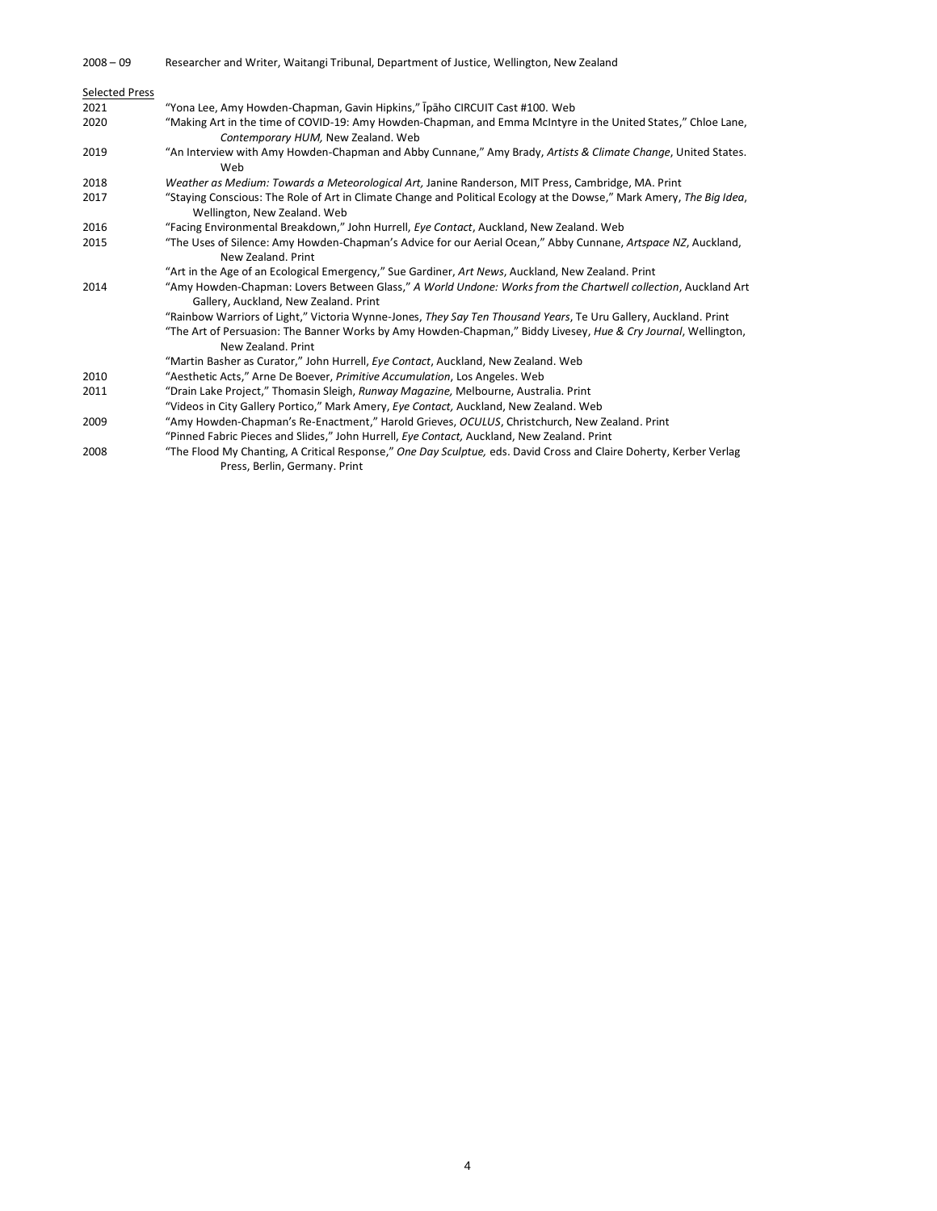2008 – 09 Researcher and Writer, Waitangi Tribunal, Department of Justice, Wellington, New Zealand

Selected Press

2021 "Yona Lee, Amy Howden-Chapman, Gavin Hipkins," Īpāho CIRCUIT Cast #100. Web

2020 "Making Art in the time of COVID-19: Amy Howden-Chapman, and Emma McIntyre in the United States," Chloe Lane, *Contemporary HUM,* New Zealand. Web

2019 "An Interview with Amy Howden-Chapman and Abby Cunnane," Amy Brady, *Artists & Climate Change*, United States. Web

2018 *Weather as Medium: Towards a Meteorological Art,* Janine Randerson, MIT Press, Cambridge, MA. Print

2017 "Staying Conscious: The Role of Art in Climate Change and Political Ecology at the Dowse," Mark Amery, *The Big Idea*, Wellington, New Zealand. Web

2016 "Facing Environmental Breakdown," John Hurrell, *Eye Contact*, Auckland, New Zealand. Web

2015 "The Uses of Silence: Amy Howden-Chapman's Advice for our Aerial Ocean," Abby Cunnane, *Artspace NZ*, Auckland, New Zealand. Print

"Art in the Age of an Ecological Emergency," Sue Gardiner, *Art News*, Auckland, New Zealand. Print

2014 "Amy Howden-Chapman: Lovers Between Glass," *A World Undone: Works from the Chartwell collection*, Auckland Art Gallery, Auckland, New Zealand. Print

"Rainbow Warriors of Light," Victoria Wynne-Jones, *They Say Ten Thousand Years*, Te Uru Gallery, Auckland. Print

"The Art of Persuasion: The Banner Works by Amy Howden-Chapman," Biddy Livesey, *Hue & Cry Journal*, Wellington, New Zealand. Print

"Martin Basher as Curator," John Hurrell, *Eye Contact*, Auckland, New Zealand. Web

2010 "Aesthetic Acts," Arne De Boever, *Primitive Accumulation*, Los Angeles. Web

2011 "Drain Lake Project," Thomasin Sleigh, *Runway Magazine,* Melbourne, Australia. Print

"Videos in City Gallery Portico," Mark Amery, *Eye Contact,* Auckland, New Zealand. Web

2009 "Amy Howden-Chapman's Re-Enactment," Harold Grieves, *OCULUS*, Christchurch, New Zealand. Print

"Pinned Fabric Pieces and Slides," John Hurrell, *Eye Contact,* Auckland, New Zealand. Print

2008 "The Flood My Chanting, A Critical Response," *One Day Sculptue,* eds. David Cross and Claire Doherty, Kerber Verlag Press, Berlin, Germany. Print